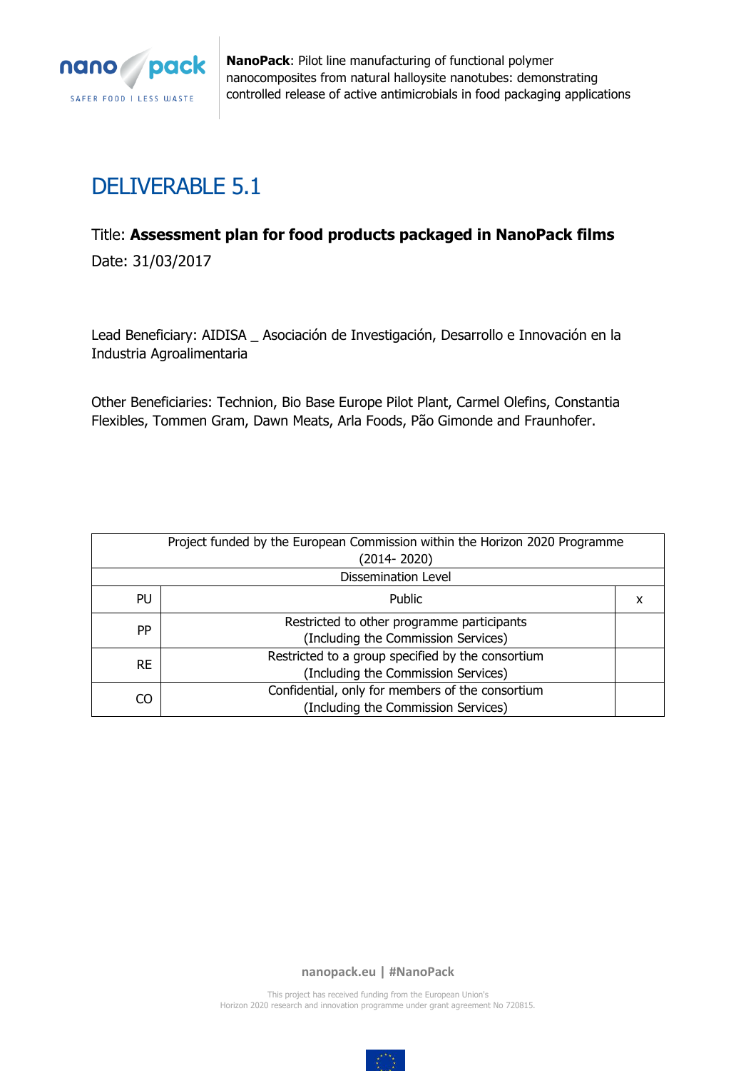**NanoPack**: Pilot line manufacturing of functional polymer nanocomposites from natural halloysite nanotubes: demonstrating controlled release of active antimicrobials in food packaging applications

# DELIVERABLE 5.1

Title: **Assessment plan for food products packaged in NanoPack films**

Date: 31/03/2017

Lead Beneficiary: AIDISA _ Asociación de Investigación, Desarrollo e Innovación en la Industria Agroalimentaria

Other Beneficiaries: Technion, Bio Base Europe Pilot Plant, Carmel Olefins, Constantia Flexibles, Tommen Gram, Dawn Meats, Arla Foods, Pão Gimonde and Fraunhofer.

| Project funded by the European Commission within the Horizon 2020 Programme (2014- 2020) | | |
|---|---|---|
| Dissemination Level | | |
| PU | Public | x |
| PP | Restricted to other programme participants (Including the Commission Services) | |
| RE | Restricted to a group specified by the consortium (Including the Commission Services) | |
| CO | Confidential, only for members of the consortium (Including the Commission Services) | |

nanopack.eu | #NanoPack

This project has received funding from the European Union's Horizon 2020 research and innovation programme under grant agreement No 720815.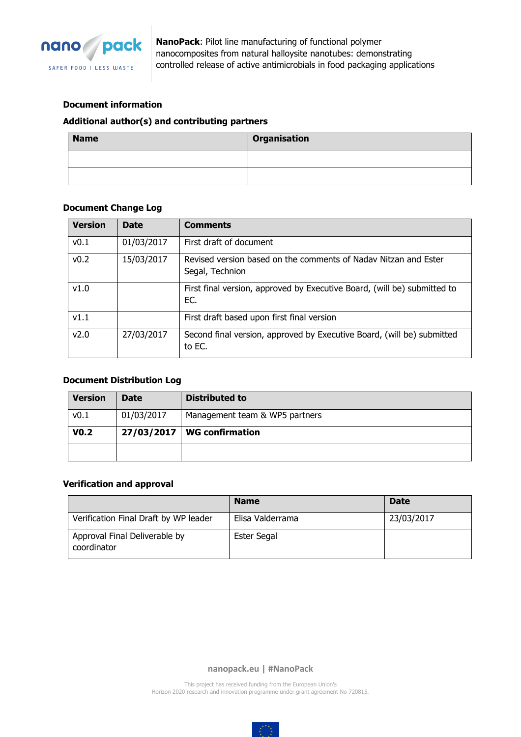**Document information**

**Additional author(s) and contributing partners**

| Name | Organisation |
|---|---|
| | |
| | |

**Document Change Log**

| Version | Date | Comments |
|---|---|---|
| v0.1 | 01/03/2017 | First draft of document |
| v0.2 | 15/03/2017 | Revised version based on the comments of Nadav Nitzan and Ester Segal, Technion |
| v1.0 | | First final version, approved by Executive Board, (will be) submitted to EC. |
| v1.1 | | First draft based upon first final version |
| v2.0 | 27/03/2017 | Second final version, approved by Executive Board, (will be) submitted to EC. |

**Document Distribution Log**

| Version | Date | Distributed to |
|---|---|---|
| v0.1 | 01/03/2017 | Management team & WP5 partners |
| **V0.2** | **27/03/2017** | **WG confirmation** |
| | | |

**Verification and approval**

| | Name | Date |
|---|---|---|
| Verification Final Draft by WP leader | Elisa Valderrama | 23/03/2017 |
| Approval Final Deliverable by coordinator | Ester Segal | |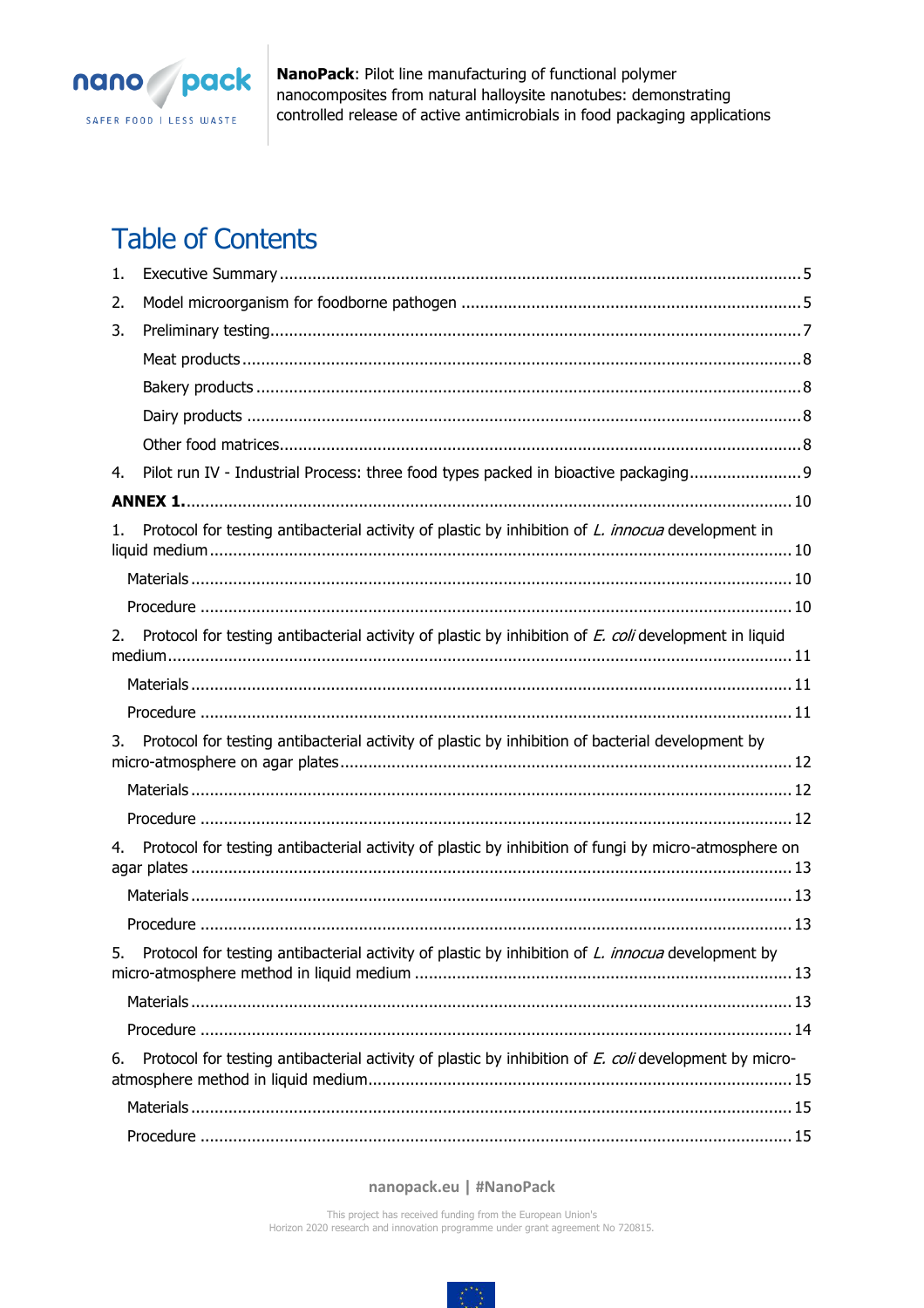# Table of Contents

1. Executive Summary ..... 5
2. Model microorganism for foodborne pathogen ..... 5
3. Preliminary testing ..... 7
   - Meat products ..... 8
   - Bakery products ..... 8
   - Dairy products ..... 8
   - Other food matrices ..... 8
4. Pilot run IV - Industrial Process: three food types packed in bioactive packaging ..... 9

**ANNEX 1.** ..... 10

1. Protocol for testing antibacterial activity of plastic by inhibition of *L. innocua* development in liquid medium ..... 10
   - Materials ..... 10
   - Procedure ..... 10
2. Protocol for testing antibacterial activity of plastic by inhibition of *E. coli* development in liquid medium ..... 11
   - Materials ..... 11
   - Procedure ..... 11
3. Protocol for testing antibacterial activity of plastic by inhibition of bacterial development by micro-atmosphere on agar plates ..... 12
   - Materials ..... 12
   - Procedure ..... 12
4. Protocol for testing antibacterial activity of plastic by inhibition of fungi by micro-atmosphere on agar plates ..... 13
   - Materials ..... 13
   - Procedure ..... 13
5. Protocol for testing antibacterial activity of plastic by inhibition of *L. innocua* development by micro-atmosphere method in liquid medium ..... 13
   - Materials ..... 13
   - Procedure ..... 14
6. Protocol for testing antibacterial activity of plastic by inhibition of *E. coli* development by micro-atmosphere method in liquid medium ..... 15
   - Materials ..... 15
   - Procedure ..... 15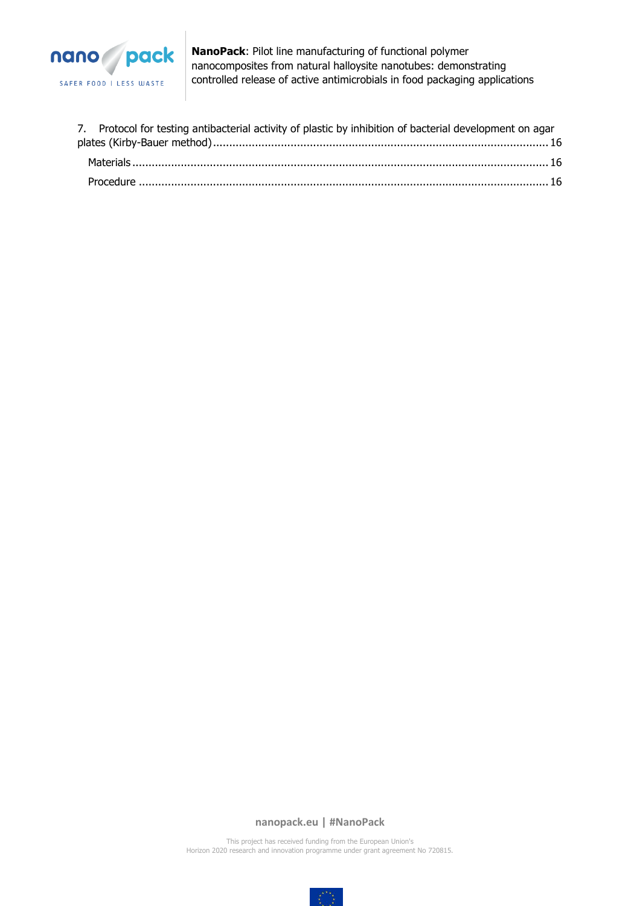7. Protocol for testing antibacterial activity of plastic by inhibition of bacterial development on agar plates (Kirby-Bauer method) ........................................................................................................ 16

   Materials ........................................................................................................................................ 16

   Procedure ...................................................................................................................................... 16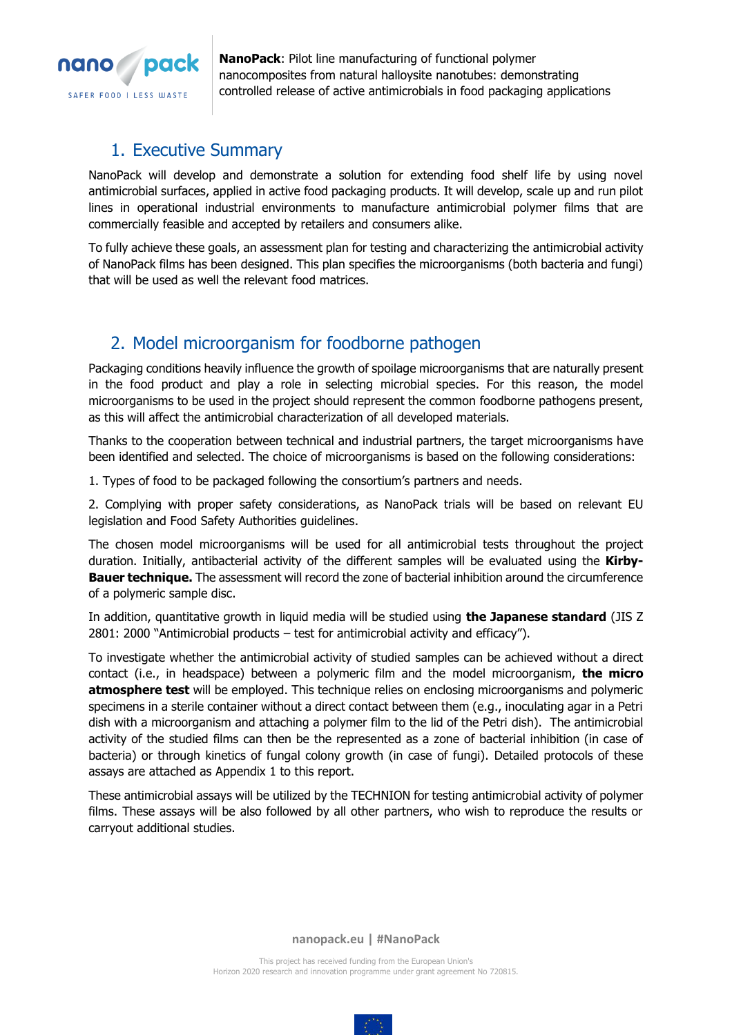## 1. Executive Summary

NanoPack will develop and demonstrate a solution for extending food shelf life by using novel antimicrobial surfaces, applied in active food packaging products. It will develop, scale up and run pilot lines in operational industrial environments to manufacture antimicrobial polymer films that are commercially feasible and accepted by retailers and consumers alike.

To fully achieve these goals, an assessment plan for testing and characterizing the antimicrobial activity of NanoPack films has been designed. This plan specifies the microorganisms (both bacteria and fungi) that will be used as well the relevant food matrices.

## 2. Model microorganism for foodborne pathogen

Packaging conditions heavily influence the growth of spoilage microorganisms that are naturally present in the food product and play a role in selecting microbial species. For this reason, the model microorganisms to be used in the project should represent the common foodborne pathogens present, as this will affect the antimicrobial characterization of all developed materials.

Thanks to the cooperation between technical and industrial partners, the target microorganisms have been identified and selected. The choice of microorganisms is based on the following considerations:

1. Types of food to be packaged following the consortium's partners and needs.

2. Complying with proper safety considerations, as NanoPack trials will be based on relevant EU legislation and Food Safety Authorities guidelines.

The chosen model microorganisms will be used for all antimicrobial tests throughout the project duration. Initially, antibacterial activity of the different samples will be evaluated using the **Kirby-Bauer technique.** The assessment will record the zone of bacterial inhibition around the circumference of a polymeric sample disc.

In addition, quantitative growth in liquid media will be studied using **the Japanese standard** (JIS Z 2801: 2000 "Antimicrobial products – test for antimicrobial activity and efficacy").

To investigate whether the antimicrobial activity of studied samples can be achieved without a direct contact (i.e., in headspace) between a polymeric film and the model microorganism, **the micro atmosphere test** will be employed. This technique relies on enclosing microorganisms and polymeric specimens in a sterile container without a direct contact between them (e.g., inoculating agar in a Petri dish with a microorganism and attaching a polymer film to the lid of the Petri dish). The antimicrobial activity of the studied films can then be the represented as a zone of bacterial inhibition (in case of bacteria) or through kinetics of fungal colony growth (in case of fungi). Detailed protocols of these assays are attached as Appendix 1 to this report.

These antimicrobial assays will be utilized by the TECHNION for testing antimicrobial activity of polymer films. These assays will be also followed by all other partners, who wish to reproduce the results or carryout additional studies.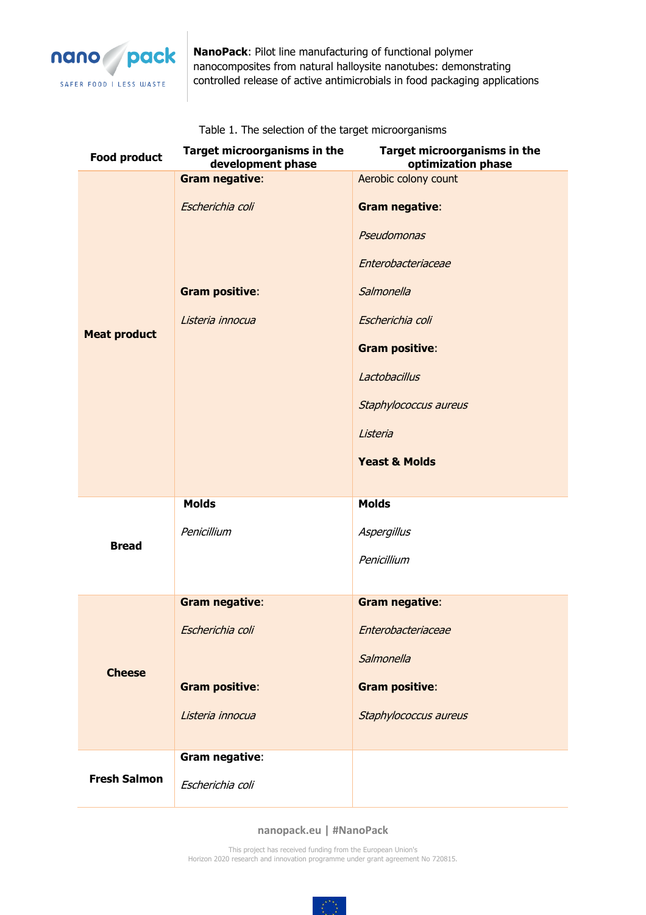Table 1. The selection of the target microorganisms

| Food product | Target microorganisms in the development phase | Target microorganisms in the optimization phase |
|---|---|---|
| **Meat product** | **Gram negative**:<br>*Escherichia coli*<br><br>**Gram positive**:<br>*Listeria innocua* | Aerobic colony count<br><br>**Gram negative**:<br>*Pseudomonas*<br>*Enterobacteriaceae*<br>*Salmonella*<br>*Escherichia coli*<br><br>**Gram positive**:<br>*Lactobacillus*<br>*Staphylococcus aureus*<br>*Listeria*<br><br>**Yeast & Molds** |
| **Bread** | **Molds**<br>*Penicillium* | **Molds**<br>*Aspergillus*<br>*Penicillium* |
| **Cheese** | **Gram negative**:<br>*Escherichia coli*<br><br>**Gram positive**:<br>*Listeria innocua* | **Gram negative**:<br>*Enterobacteriaceae*<br>*Salmonella*<br><br>**Gram positive**:<br>*Staphylococcus aureus* |
| **Fresh Salmon** | **Gram negative**:<br>*Escherichia coli* | |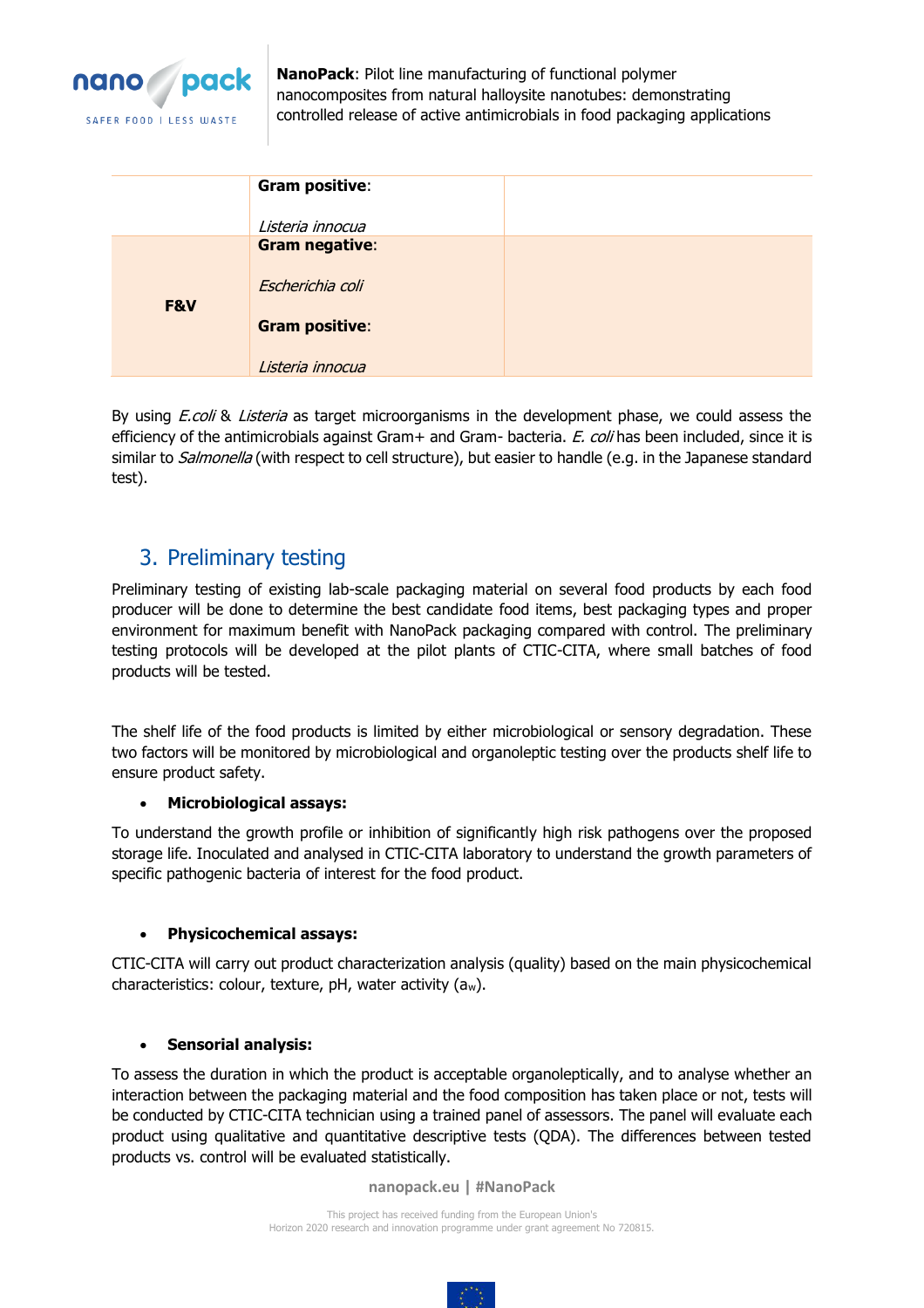|  | **Gram positive**:<br><br>*Listeria innocua* |  |
|---|---|---|
| **F&V** | **Gram negative**:<br><br>*Escherichia coli*<br><br>**Gram positive**:<br><br>*Listeria innocua* |  |

By using *E.coli* & *Listeria* as target microorganisms in the development phase, we could assess the efficiency of the antimicrobials against Gram+ and Gram- bacteria. *E. coli* has been included, since it is similar to *Salmonella* (with respect to cell structure), but easier to handle (e.g. in the Japanese standard test).

## 3. Preliminary testing

Preliminary testing of existing lab-scale packaging material on several food products by each food producer will be done to determine the best candidate food items, best packaging types and proper environment for maximum benefit with NanoPack packaging compared with control. The preliminary testing protocols will be developed at the pilot plants of CTIC-CITA, where small batches of food products will be tested.

The shelf life of the food products is limited by either microbiological or sensory degradation. These two factors will be monitored by microbiological and organoleptic testing over the products shelf life to ensure product safety.

- **Microbiological assays:**

To understand the growth profile or inhibition of significantly high risk pathogens over the proposed storage life. Inoculated and analysed in CTIC-CITA laboratory to understand the growth parameters of specific pathogenic bacteria of interest for the food product.

- **Physicochemical assays:**

CTIC-CITA will carry out product characterization analysis (quality) based on the main physicochemical characteristics: colour, texture, pH, water activity ($a_w$).

- **Sensorial analysis:**

To assess the duration in which the product is acceptable organoleptically, and to analyse whether an interaction between the packaging material and the food composition has taken place or not, tests will be conducted by CTIC-CITA technician using a trained panel of assessors. The panel will evaluate each product using qualitative and quantitative descriptive tests (QDA). The differences between tested products vs. control will be evaluated statistically.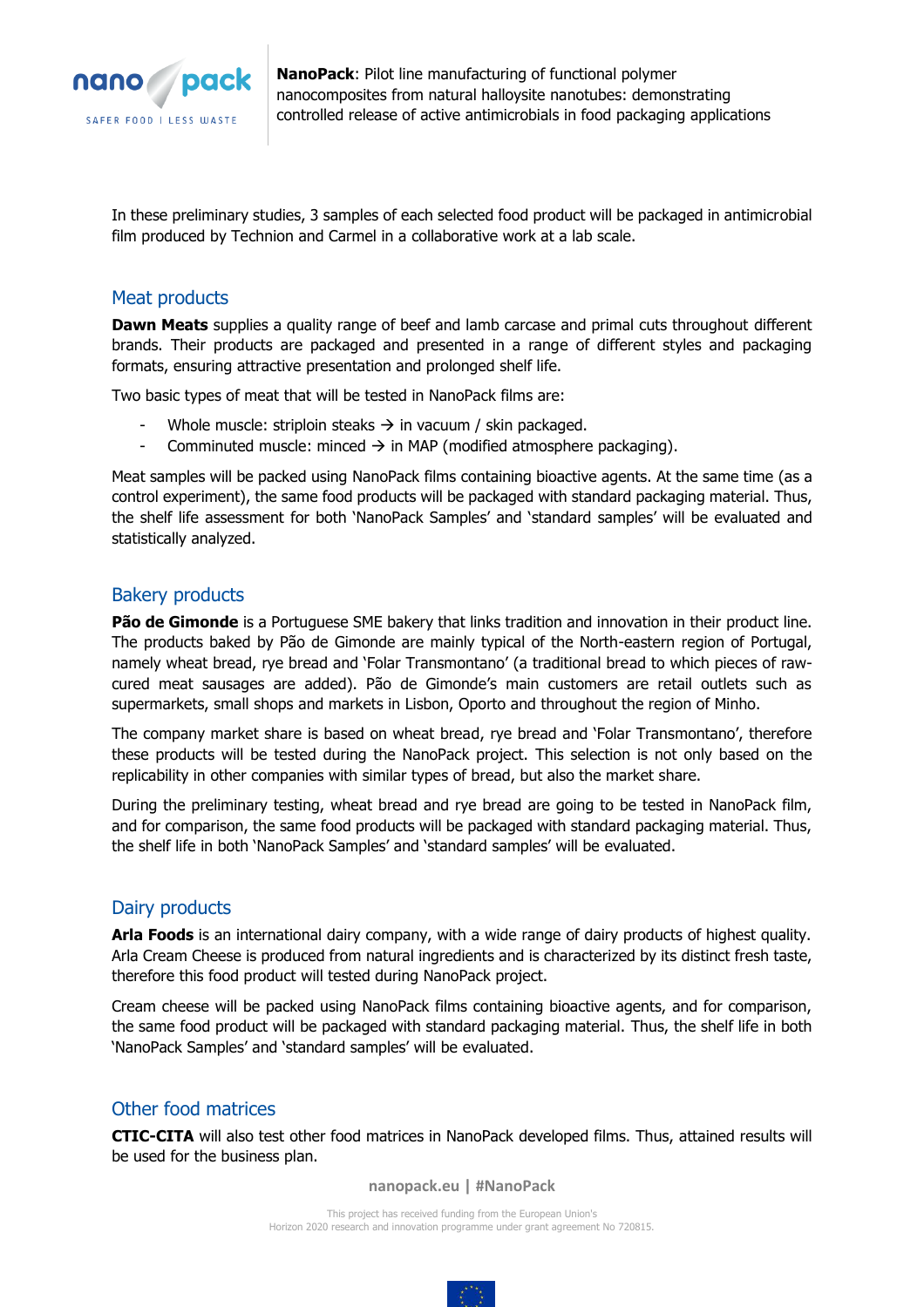In these preliminary studies, 3 samples of each selected food product will be packaged in antimicrobial film produced by Technion and Carmel in a collaborative work at a lab scale.

## Meat products

**Dawn Meats** supplies a quality range of beef and lamb carcase and primal cuts throughout different brands. Their products are packaged and presented in a range of different styles and packaging formats, ensuring attractive presentation and prolonged shelf life.

Two basic types of meat that will be tested in NanoPack films are:

- Whole muscle: striploin steaks → in vacuum / skin packaged.
- Comminuted muscle: minced → in MAP (modified atmosphere packaging).

Meat samples will be packed using NanoPack films containing bioactive agents. At the same time (as a control experiment), the same food products will be packaged with standard packaging material. Thus, the shelf life assessment for both 'NanoPack Samples' and 'standard samples' will be evaluated and statistically analyzed.

## Bakery products

**Pão de Gimonde** is a Portuguese SME bakery that links tradition and innovation in their product line. The products baked by Pão de Gimonde are mainly typical of the North-eastern region of Portugal, namely wheat bread, rye bread and 'Folar Transmontano' (a traditional bread to which pieces of raw-cured meat sausages are added). Pão de Gimonde's main customers are retail outlets such as supermarkets, small shops and markets in Lisbon, Oporto and throughout the region of Minho.

The company market share is based on wheat bread, rye bread and 'Folar Transmontano', therefore these products will be tested during the NanoPack project. This selection is not only based on the replicability in other companies with similar types of bread, but also the market share.

During the preliminary testing, wheat bread and rye bread are going to be tested in NanoPack film, and for comparison, the same food products will be packaged with standard packaging material. Thus, the shelf life in both 'NanoPack Samples' and 'standard samples' will be evaluated.

## Dairy products

**Arla Foods** is an international dairy company, with a wide range of dairy products of highest quality. Arla Cream Cheese is produced from natural ingredients and is characterized by its distinct fresh taste, therefore this food product will tested during NanoPack project.

Cream cheese will be packed using NanoPack films containing bioactive agents, and for comparison, the same food product will be packaged with standard packaging material. Thus, the shelf life in both 'NanoPack Samples' and 'standard samples' will be evaluated.

## Other food matrices

**CTIC-CITA** will also test other food matrices in NanoPack developed films. Thus, attained results will be used for the business plan.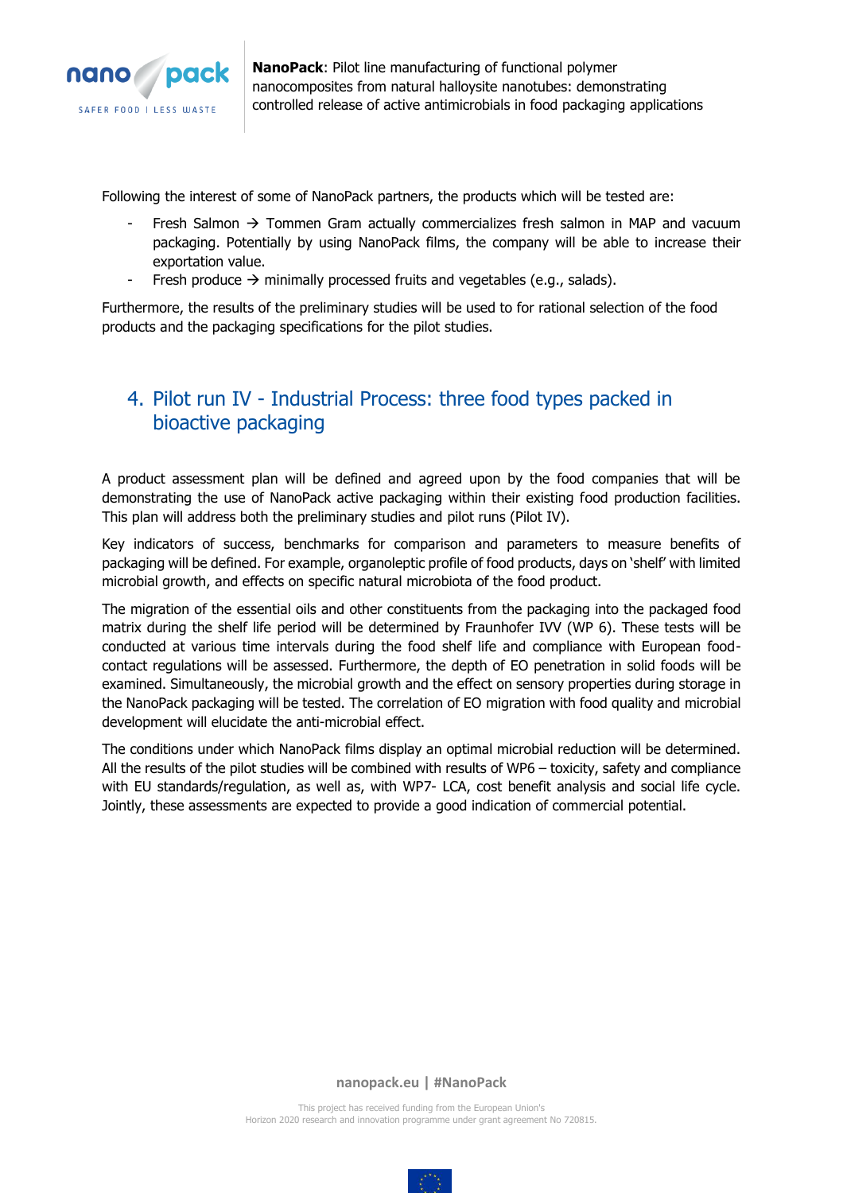Following the interest of some of NanoPack partners, the products which will be tested are:

- Fresh Salmon → Tommen Gram actually commercializes fresh salmon in MAP and vacuum packaging. Potentially by using NanoPack films, the company will be able to increase their exportation value.
- Fresh produce → minimally processed fruits and vegetables (e.g., salads).

Furthermore, the results of the preliminary studies will be used to for rational selection of the food products and the packaging specifications for the pilot studies.

## 4. Pilot run IV - Industrial Process: three food types packed in bioactive packaging

A product assessment plan will be defined and agreed upon by the food companies that will be demonstrating the use of NanoPack active packaging within their existing food production facilities. This plan will address both the preliminary studies and pilot runs (Pilot IV).

Key indicators of success, benchmarks for comparison and parameters to measure benefits of packaging will be defined. For example, organoleptic profile of food products, days on 'shelf' with limited microbial growth, and effects on specific natural microbiota of the food product.

The migration of the essential oils and other constituents from the packaging into the packaged food matrix during the shelf life period will be determined by Fraunhofer IVV (WP 6). These tests will be conducted at various time intervals during the food shelf life and compliance with European food-contact regulations will be assessed. Furthermore, the depth of EO penetration in solid foods will be examined. Simultaneously, the microbial growth and the effect on sensory properties during storage in the NanoPack packaging will be tested. The correlation of EO migration with food quality and microbial development will elucidate the anti-microbial effect.

The conditions under which NanoPack films display an optimal microbial reduction will be determined. All the results of the pilot studies will be combined with results of WP6 – toxicity, safety and compliance with EU standards/regulation, as well as, with WP7- LCA, cost benefit analysis and social life cycle. Jointly, these assessments are expected to provide a good indication of commercial potential.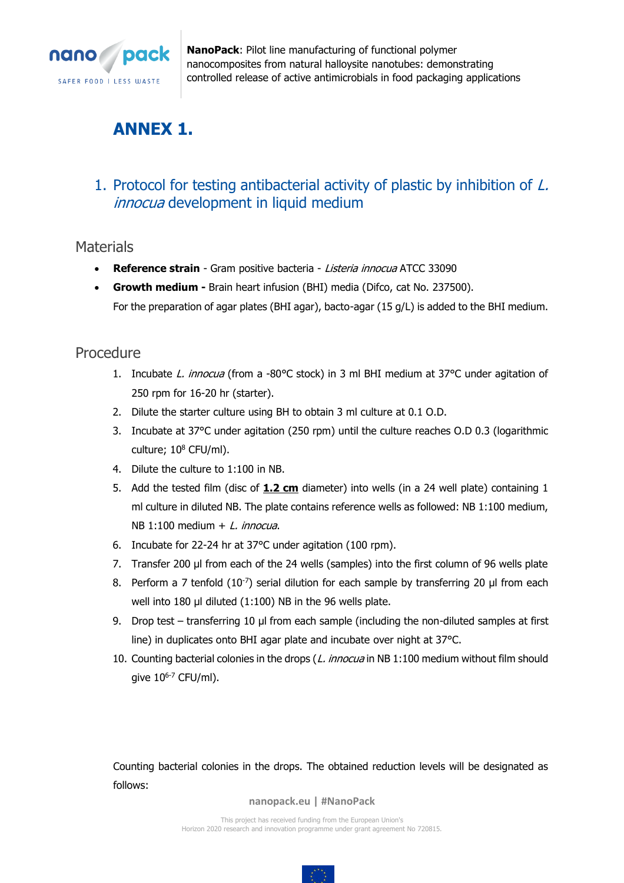# ANNEX 1.

## 1. Protocol for testing antibacterial activity of plastic by inhibition of *L. innocua* development in liquid medium

### Materials

- **Reference strain** - Gram positive bacteria - *Listeria innocua* ATCC 33090
- **Growth medium -** Brain heart infusion (BHI) media (Difco, cat No. 237500).

  For the preparation of agar plates (BHI agar), bacto-agar (15 g/L) is added to the BHI medium.

### Procedure

1. Incubate *L. innocua* (from a -80°C stock) in 3 ml BHI medium at 37°C under agitation of 250 rpm for 16-20 hr (starter).
2. Dilute the starter culture using BH to obtain 3 ml culture at 0.1 O.D.
3. Incubate at 37°C under agitation (250 rpm) until the culture reaches O.D 0.3 (logarithmic culture; $10^8$ CFU/ml).
4. Dilute the culture to 1:100 in NB.
5. Add the tested film (disc of **1.2 cm** diameter) into wells (in a 24 well plate) containing 1 ml culture in diluted NB. The plate contains reference wells as followed: NB 1:100 medium, NB 1:100 medium + *L. innocua*.
6. Incubate for 22-24 hr at 37°C under agitation (100 rpm).
7. Transfer 200 µl from each of the 24 wells (samples) into the first column of 96 wells plate
8. Perform a 7 tenfold ($10^{-7}$) serial dilution for each sample by transferring 20 µl from each well into 180 µl diluted (1:100) NB in the 96 wells plate.
9. Drop test – transferring 10 µl from each sample (including the non-diluted samples at first line) in duplicates onto BHI agar plate and incubate over night at 37°C.
10. Counting bacterial colonies in the drops (*L. innocua* in NB 1:100 medium without film should give $10^{6\text{-}7}$ CFU/ml).

Counting bacterial colonies in the drops. The obtained reduction levels will be designated as follows: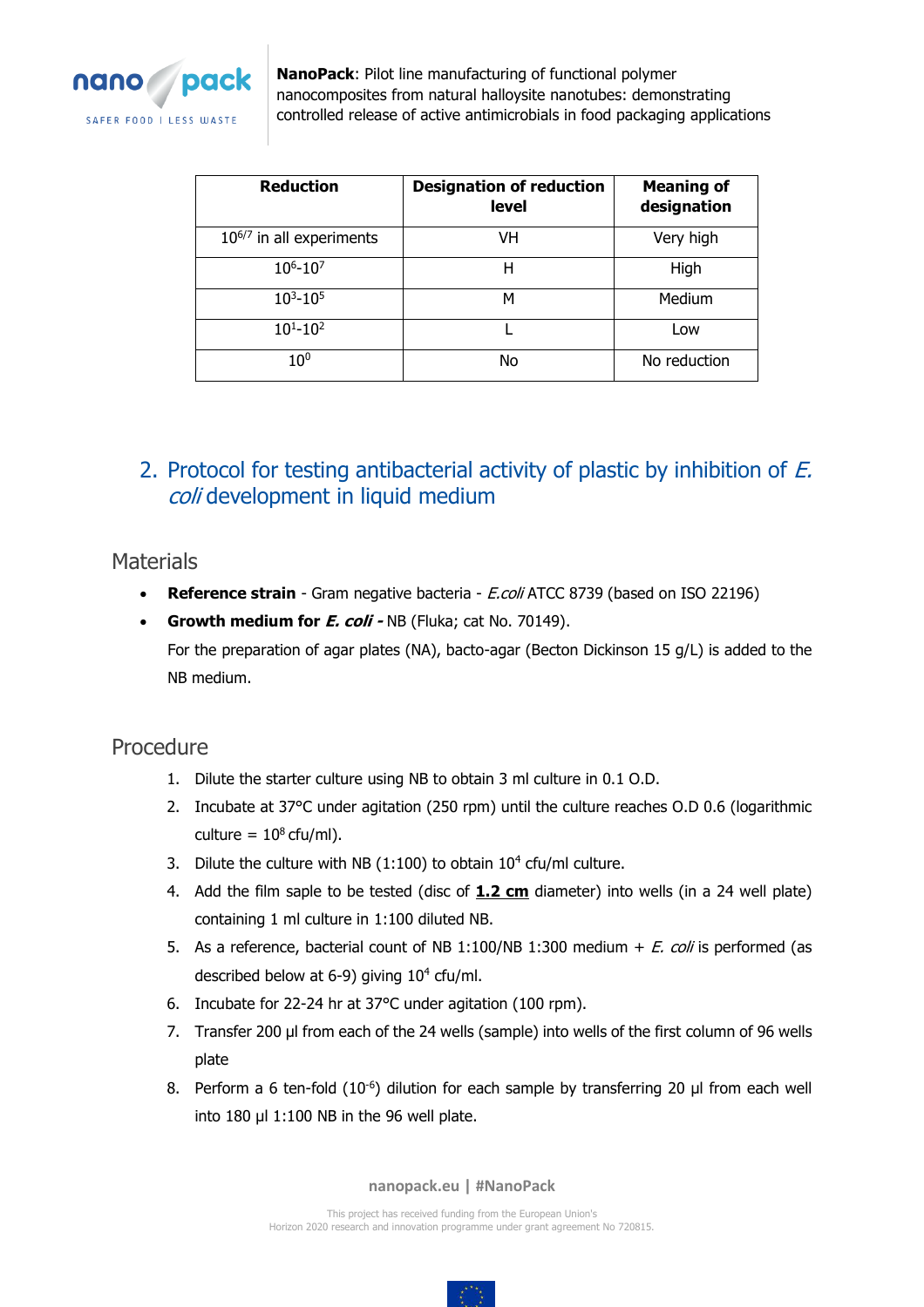| Reduction | Designation of reduction level | Meaning of designation |
|---|---|---|
| $10^{6/7}$ in all experiments | VH | Very high |
| $10^{6}$-$10^{7}$ | H | High |
| $10^{3}$-$10^{5}$ | M | Medium |
| $10^{1}$-$10^{2}$ | L | Low |
| $10^{0}$ | No | No reduction |

## 2. Protocol for testing antibacterial activity of plastic by inhibition of *E. coli* development in liquid medium

### Materials

- **Reference strain** - Gram negative bacteria - *E.coli* ATCC 8739 (based on ISO 22196)
- **Growth medium for *E. coli* -** NB (Fluka; cat No. 70149).

  For the preparation of agar plates (NA), bacto-agar (Becton Dickinson 15 g/L) is added to the NB medium.

### Procedure

1. Dilute the starter culture using NB to obtain 3 ml culture in 0.1 O.D.
2. Incubate at 37°C under agitation (250 rpm) until the culture reaches O.D 0.6 (logarithmic culture = $10^{8}$ cfu/ml).
3. Dilute the culture with NB (1:100) to obtain $10^{4}$ cfu/ml culture.
4. Add the film saple to be tested (disc of **1.2 cm** diameter) into wells (in a 24 well plate) containing 1 ml culture in 1:100 diluted NB.
5. As a reference, bacterial count of NB 1:100/NB 1:300 medium + *E. coli* is performed (as described below at 6-9) giving $10^{4}$ cfu/ml.
6. Incubate for 22-24 hr at 37°C under agitation (100 rpm).
7. Transfer 200 µl from each of the 24 wells (sample) into wells of the first column of 96 wells plate
8. Perform a 6 ten-fold ($10^{-6}$) dilution for each sample by transferring 20 µl from each well into 180 µl 1:100 NB in the 96 well plate.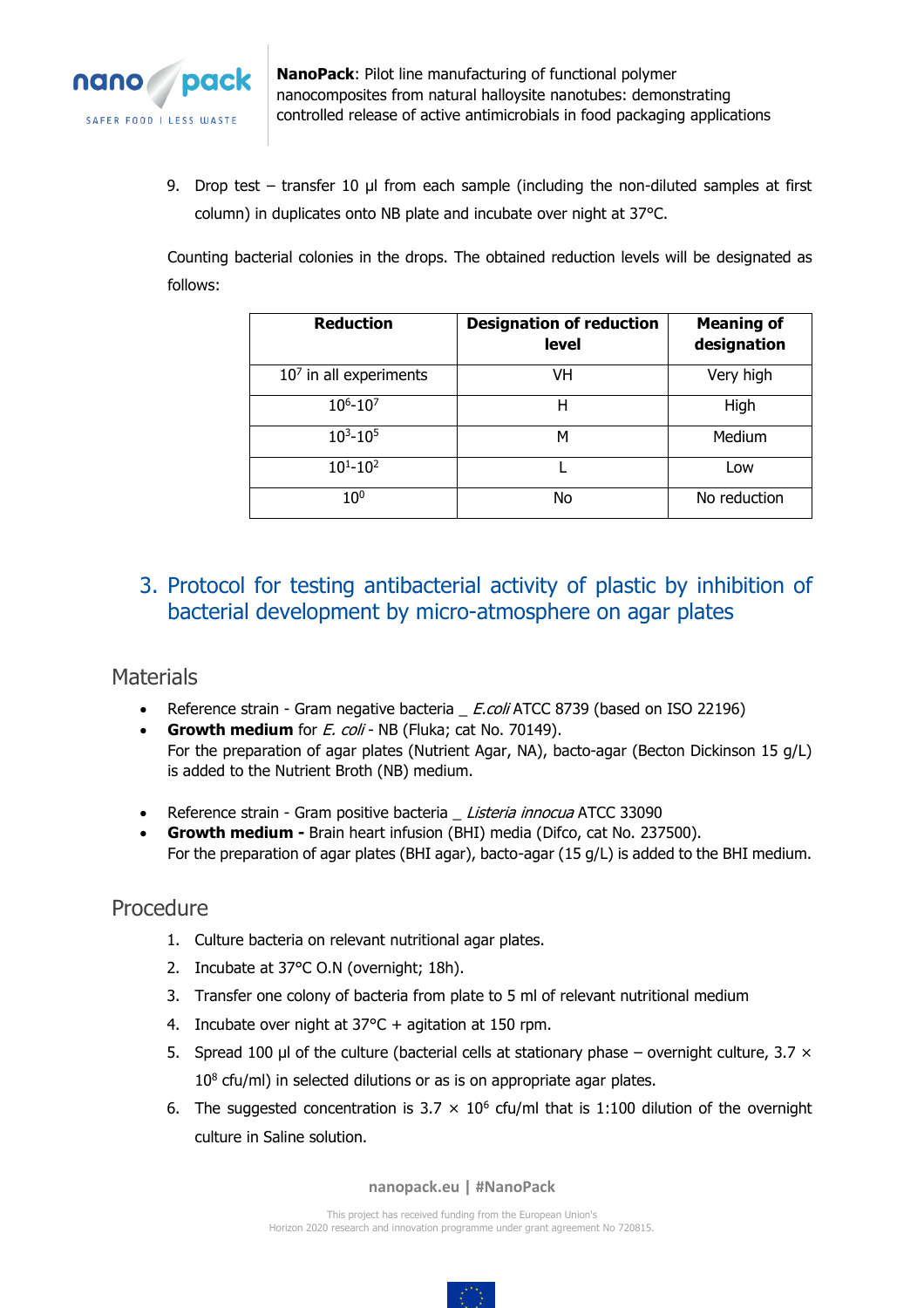9. Drop test – transfer 10 µl from each sample (including the non-diluted samples at first column) in duplicates onto NB plate and incubate over night at 37°C.

Counting bacterial colonies in the drops. The obtained reduction levels will be designated as follows:

| Reduction | Designation of reduction level | Meaning of designation |
|---|---|---|
| $10^7$ in all experiments | VH | Very high |
| $10^6$-$10^7$ | H | High |
| $10^3$-$10^5$ | M | Medium |
| $10^1$-$10^2$ | L | Low |
| $10^0$ | No | No reduction |

# 3. Protocol for testing antibacterial activity of plastic by inhibition of bacterial development by micro-atmosphere on agar plates

## Materials

- Reference strain - Gram negative bacteria _ *E.coli* ATCC 8739 (based on ISO 22196)
- **Growth medium** for *E. coli* - NB (Fluka; cat No. 70149).
  For the preparation of agar plates (Nutrient Agar, NA), bacto-agar (Becton Dickinson 15 g/L) is added to the Nutrient Broth (NB) medium.

- Reference strain - Gram positive bacteria _ *Listeria innocua* ATCC 33090
- **Growth medium -** Brain heart infusion (BHI) media (Difco, cat No. 237500).
  For the preparation of agar plates (BHI agar), bacto-agar (15 g/L) is added to the BHI medium.

## Procedure

1. Culture bacteria on relevant nutritional agar plates.
2. Incubate at 37°C O.N (overnight; 18h).
3. Transfer one colony of bacteria from plate to 5 ml of relevant nutritional medium
4. Incubate over night at 37°C + agitation at 150 rpm.
5. Spread 100 µl of the culture (bacterial cells at stationary phase – overnight culture, $3.7 \times 10^8$ cfu/ml) in selected dilutions or as is on appropriate agar plates.
6. The suggested concentration is $3.7 \times 10^6$ cfu/ml that is 1:100 dilution of the overnight culture in Saline solution.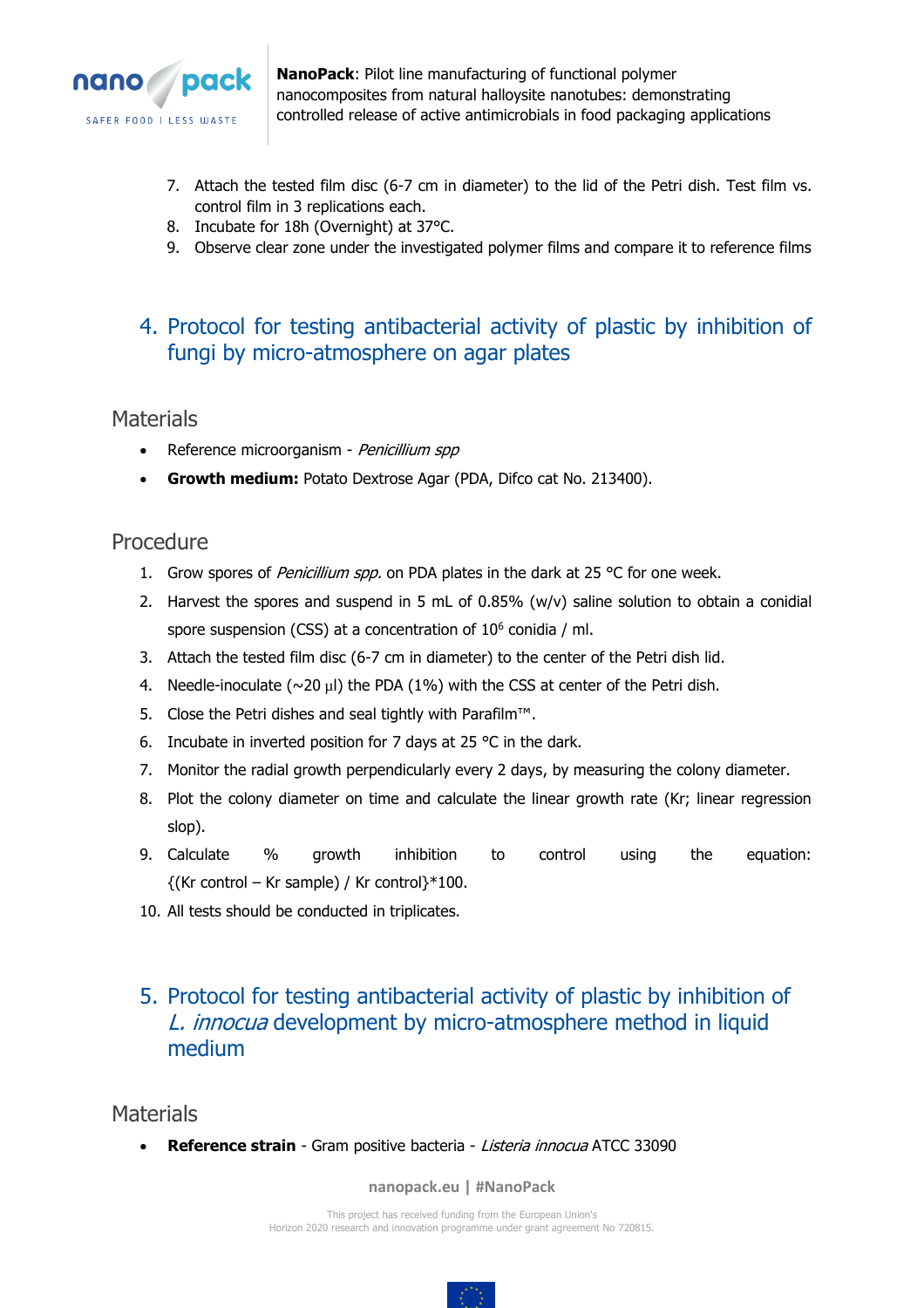7. Attach the tested film disc (6-7 cm in diameter) to the lid of the Petri dish. Test film vs. control film in 3 replications each.
8. Incubate for 18h (Overnight) at 37°C.
9. Observe clear zone under the investigated polymer films and compare it to reference films

## 4. Protocol for testing antibacterial activity of plastic by inhibition of fungi by micro-atmosphere on agar plates

### Materials

- Reference microorganism - *Penicillium spp*
- **Growth medium:** Potato Dextrose Agar (PDA, Difco cat No. 213400).

### Procedure

1. Grow spores of *Penicillium spp.* on PDA plates in the dark at 25 °C for one week.
2. Harvest the spores and suspend in 5 mL of 0.85% (w/v) saline solution to obtain a conidial spore suspension (CSS) at a concentration of $10^6$ conidia / ml.
3. Attach the tested film disc (6-7 cm in diameter) to the center of the Petri dish lid.
4. Needle-inoculate (~20 μl) the PDA (1%) with the CSS at center of the Petri dish.
5. Close the Petri dishes and seal tightly with Parafilm™.
6. Incubate in inverted position for 7 days at 25 °C in the dark.
7. Monitor the radial growth perpendicularly every 2 days, by measuring the colony diameter.
8. Plot the colony diameter on time and calculate the linear growth rate (Kr; linear regression slop).
9. Calculate % growth inhibition to control using the equation: {(Kr control – Kr sample) / Kr control}*100.
10. All tests should be conducted in triplicates.

## 5. Protocol for testing antibacterial activity of plastic by inhibition of *L. innocua* development by micro-atmosphere method in liquid medium

### Materials

- **Reference strain** - Gram positive bacteria - *Listeria innocua* ATCC 33090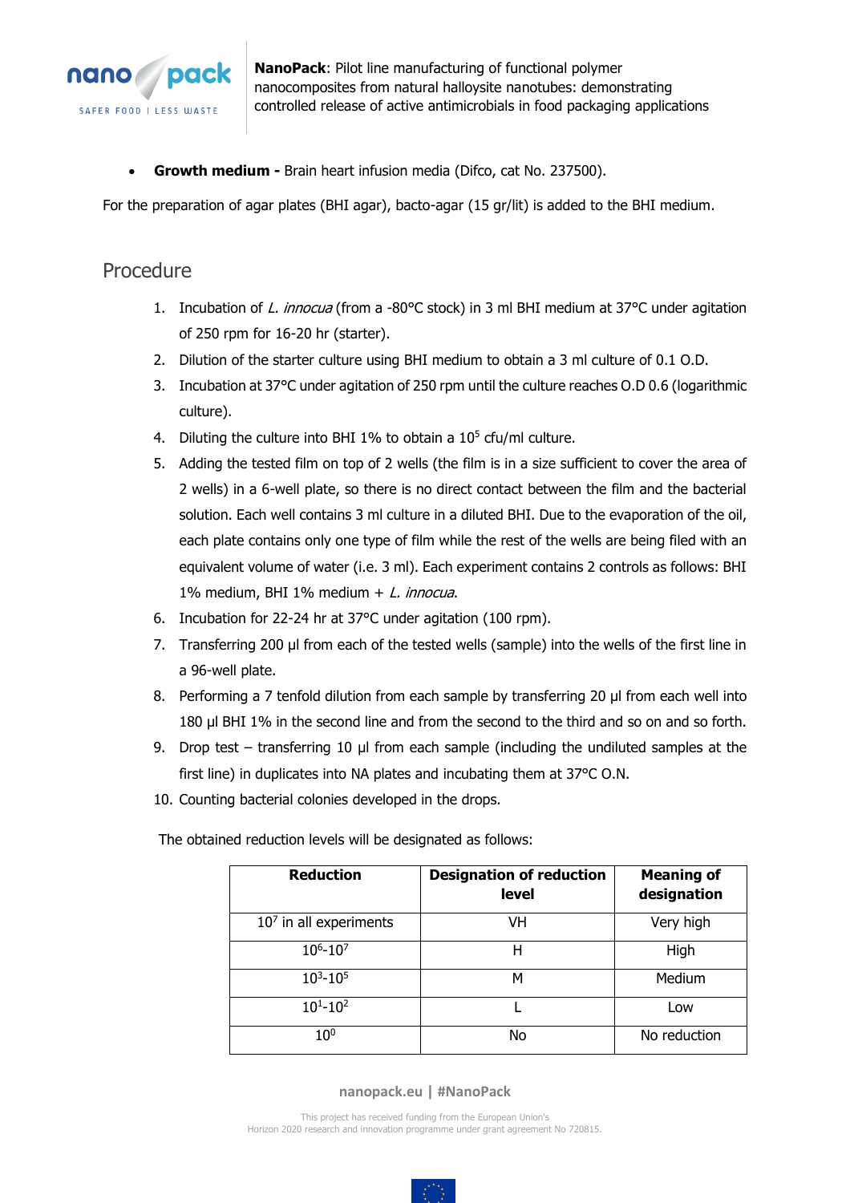- **Growth medium -** Brain heart infusion media (Difco, cat No. 237500).

For the preparation of agar plates (BHI agar), bacto-agar (15 gr/lit) is added to the BHI medium.

## Procedure

1. Incubation of *L. innocua* (from a -80°C stock) in 3 ml BHI medium at 37°C under agitation of 250 rpm for 16-20 hr (starter).
2. Dilution of the starter culture using BHI medium to obtain a 3 ml culture of 0.1 O.D.
3. Incubation at 37°C under agitation of 250 rpm until the culture reaches O.D 0.6 (logarithmic culture).
4. Diluting the culture into BHI 1% to obtain a $10^5$ cfu/ml culture.
5. Adding the tested film on top of 2 wells (the film is in a size sufficient to cover the area of 2 wells) in a 6-well plate, so there is no direct contact between the film and the bacterial solution. Each well contains 3 ml culture in a diluted BHI. Due to the evaporation of the oil, each plate contains only one type of film while the rest of the wells are being filed with an equivalent volume of water (i.e. 3 ml). Each experiment contains 2 controls as follows: BHI 1% medium, BHI 1% medium + *L. innocua*.
6. Incubation for 22-24 hr at 37°C under agitation (100 rpm).
7. Transferring 200 µl from each of the tested wells (sample) into the wells of the first line in a 96-well plate.
8. Performing a 7 tenfold dilution from each sample by transferring 20 µl from each well into 180 µl BHI 1% in the second line and from the second to the third and so on and so forth.
9. Drop test – transferring 10 µl from each sample (including the undiluted samples at the first line) in duplicates into NA plates and incubating them at 37°C O.N.
10. Counting bacterial colonies developed in the drops.

The obtained reduction levels will be designated as follows:

| Reduction | Designation of reduction level | Meaning of designation |
|---|---|---|
| $10^7$ in all experiments | VH | Very high |
| $10^6$-$10^7$ | H | High |
| $10^3$-$10^5$ | M | Medium |
| $10^1$-$10^2$ | L | Low |
| $10^0$ | No | No reduction |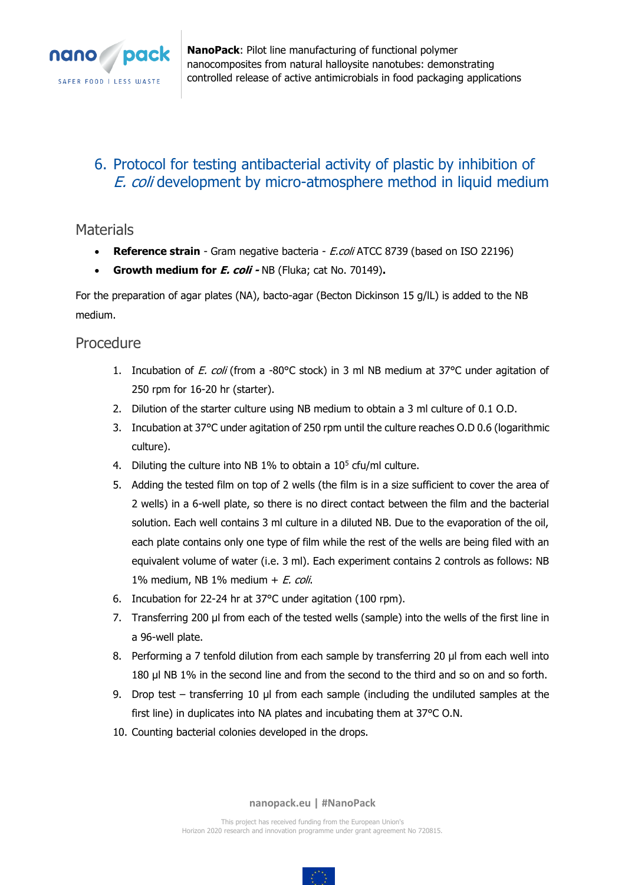## 6. Protocol for testing antibacterial activity of plastic by inhibition of *E. coli* development by micro-atmosphere method in liquid medium

### Materials

- **Reference strain** - Gram negative bacteria - *E.coli* ATCC 8739 (based on ISO 22196)
- **Growth medium for *E. coli* -** NB (Fluka; cat No. 70149)**.**

For the preparation of agar plates (NA), bacto-agar (Becton Dickinson 15 g/lL) is added to the NB medium.

### Procedure

1. Incubation of *E. coli* (from a -80°C stock) in 3 ml NB medium at 37°C under agitation of 250 rpm for 16-20 hr (starter).
2. Dilution of the starter culture using NB medium to obtain a 3 ml culture of 0.1 O.D.
3. Incubation at 37°C under agitation of 250 rpm until the culture reaches O.D 0.6 (logarithmic culture).
4. Diluting the culture into NB 1% to obtain a $10^5$ cfu/ml culture.
5. Adding the tested film on top of 2 wells (the film is in a size sufficient to cover the area of 2 wells) in a 6-well plate, so there is no direct contact between the film and the bacterial solution. Each well contains 3 ml culture in a diluted NB. Due to the evaporation of the oil, each plate contains only one type of film while the rest of the wells are being filed with an equivalent volume of water (i.e. 3 ml). Each experiment contains 2 controls as follows: NB 1% medium, NB 1% medium + *E. coli*.
6. Incubation for 22-24 hr at 37°C under agitation (100 rpm).
7. Transferring 200 µl from each of the tested wells (sample) into the wells of the first line in a 96-well plate.
8. Performing a 7 tenfold dilution from each sample by transferring 20 µl from each well into 180 µl NB 1% in the second line and from the second to the third and so on and so forth.
9. Drop test – transferring 10 µl from each sample (including the undiluted samples at the first line) in duplicates into NA plates and incubating them at 37°C O.N.
10. Counting bacterial colonies developed in the drops.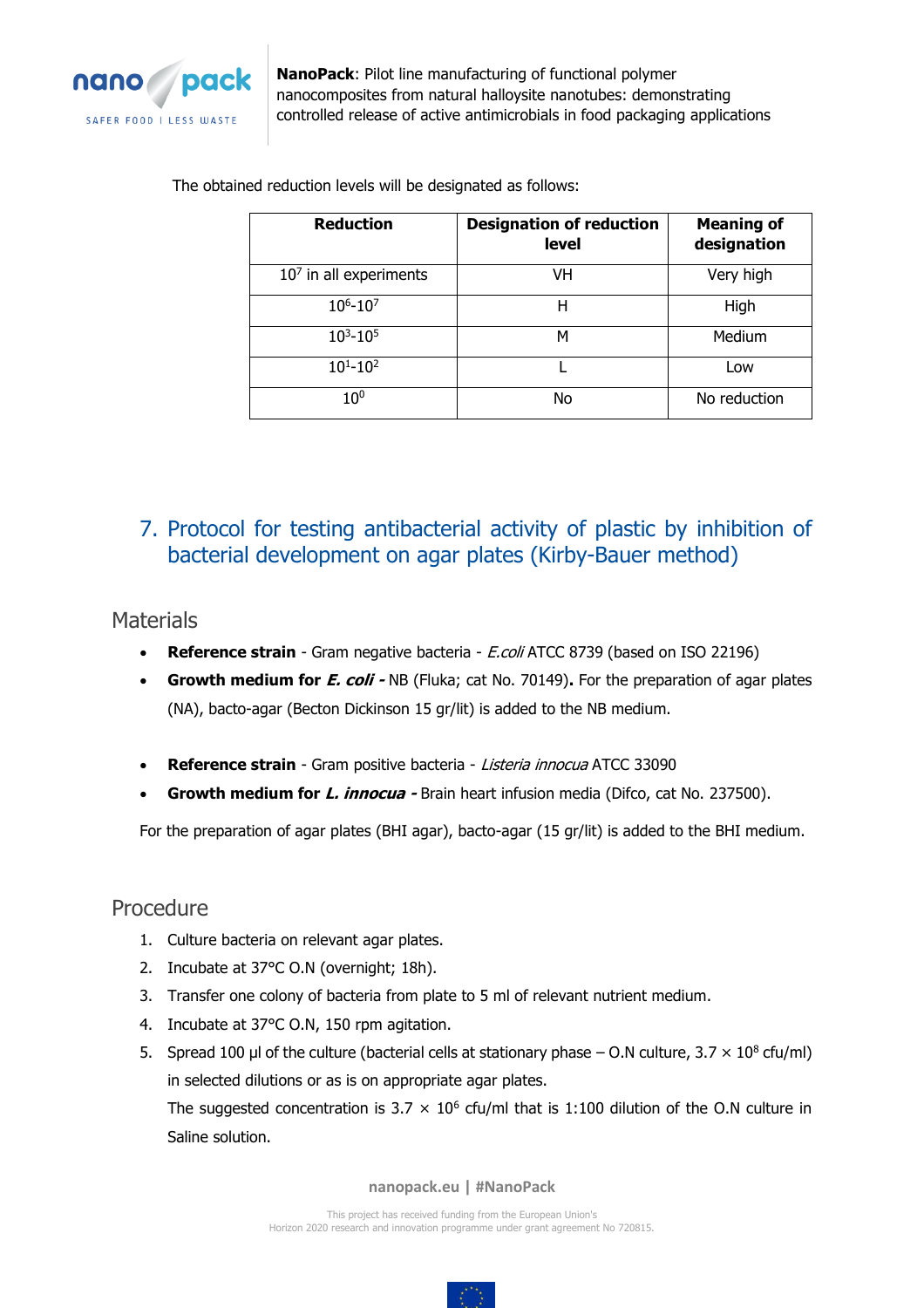The obtained reduction levels will be designated as follows:

| Reduction | Designation of reduction level | Meaning of designation |
|---|---|---|
| $10^7$ in all experiments | VH | Very high |
| $10^6$-$10^7$ | H | High |
| $10^3$-$10^5$ | M | Medium |
| $10^1$-$10^2$ | L | Low |
| $10^0$ | No | No reduction |

# 7. Protocol for testing antibacterial activity of plastic by inhibition of bacterial development on agar plates (Kirby-Bauer method)

## Materials

- **Reference strain** - Gram negative bacteria - *E.coli* ATCC 8739 (based on ISO 22196)
- **Growth medium for *E. coli* -** NB (Fluka; cat No. 70149)**.** For the preparation of agar plates (NA), bacto-agar (Becton Dickinson 15 gr/lit) is added to the NB medium.

- **Reference strain** - Gram positive bacteria - *Listeria innocua* ATCC 33090
- **Growth medium for *L. innocua* -** Brain heart infusion media (Difco, cat No. 237500).

For the preparation of agar plates (BHI agar), bacto-agar (15 gr/lit) is added to the BHI medium.

## Procedure

1. Culture bacteria on relevant agar plates.
2. Incubate at 37°C O.N (overnight; 18h).
3. Transfer one colony of bacteria from plate to 5 ml of relevant nutrient medium.
4. Incubate at 37°C O.N, 150 rpm agitation.
5. Spread 100 µl of the culture (bacterial cells at stationary phase – O.N culture, $3.7 \times 10^8$ cfu/ml) in selected dilutions or as is on appropriate agar plates.
   The suggested concentration is $3.7 \times 10^6$ cfu/ml that is 1:100 dilution of the O.N culture in Saline solution.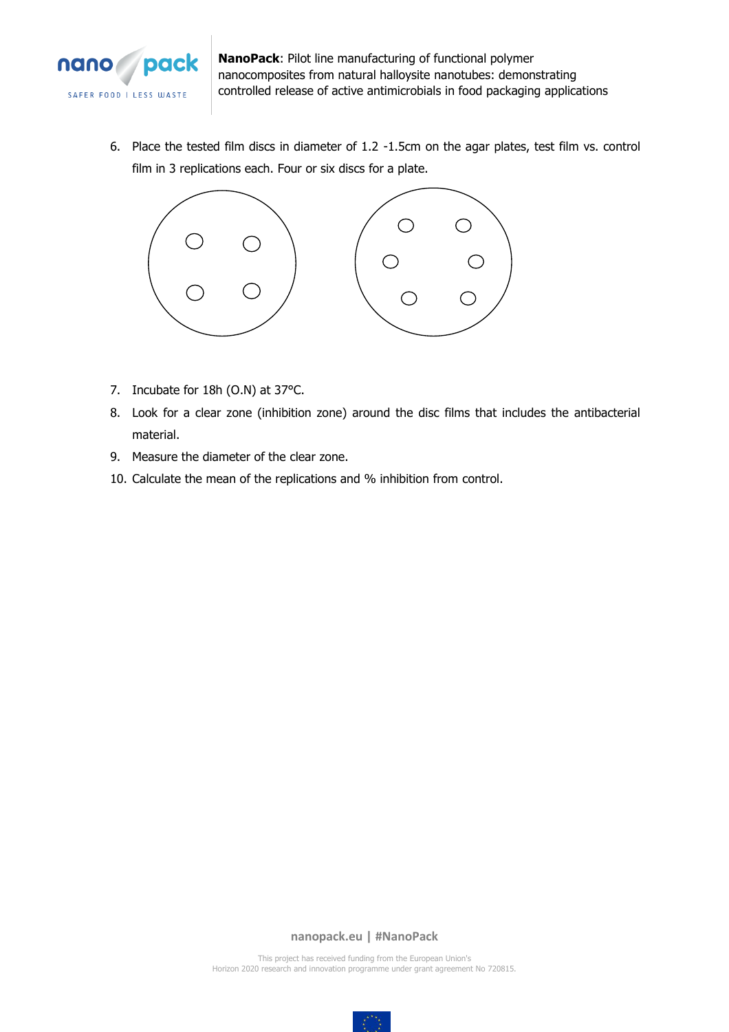6. Place the tested film discs in diameter of 1.2 -1.5cm on the agar plates, test film vs. control film in 3 replications each. Four or six discs for a plate.

7. Incubate for 18h (O.N) at 37°C.
8. Look for a clear zone (inhibition zone) around the disc films that includes the antibacterial material.
9. Measure the diameter of the clear zone.
10. Calculate the mean of the replications and % inhibition from control.